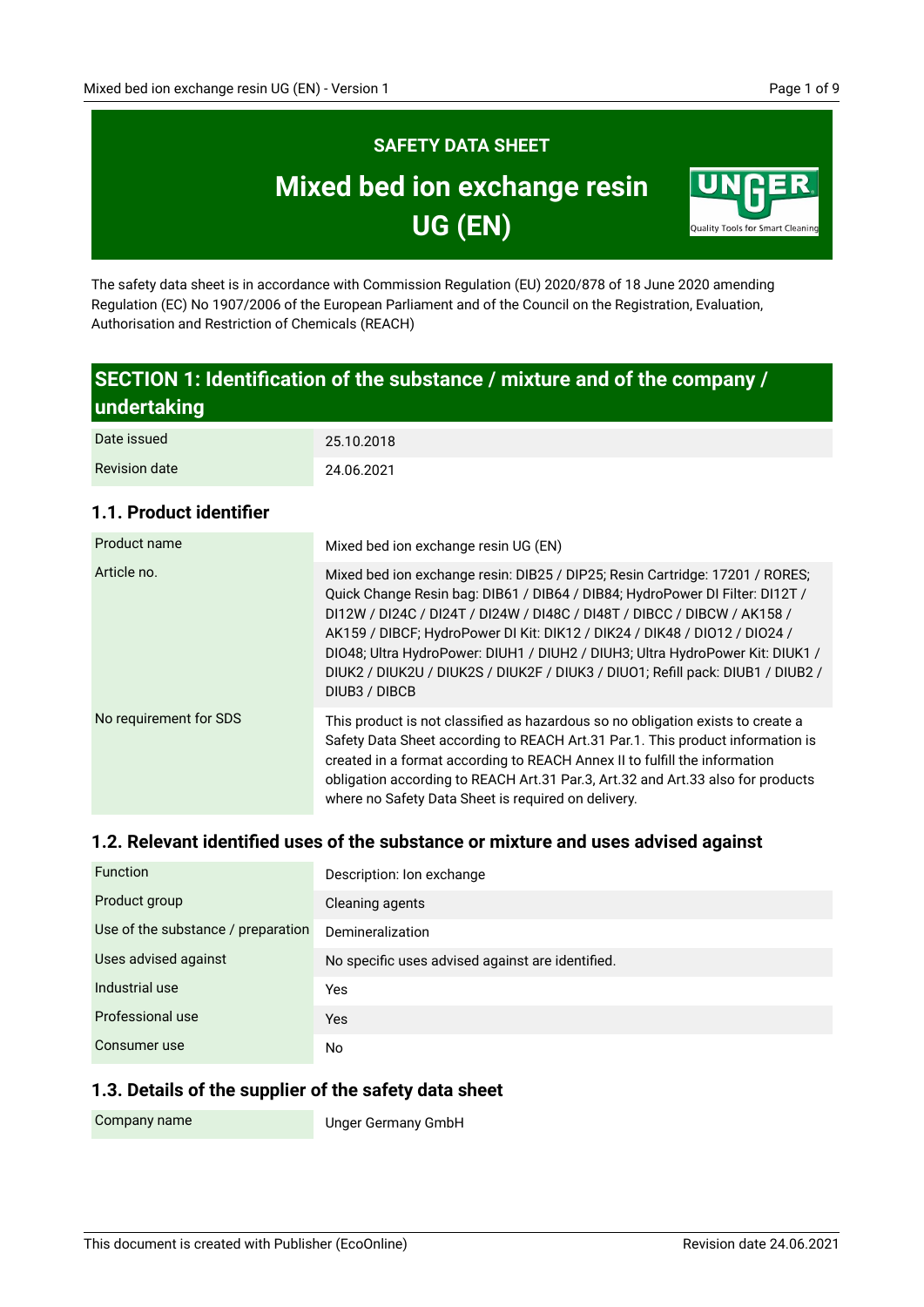# SAFETY DATA SHEET

# Mixed bed ion exchange resin UG (EN)

The safety data sheet is in accordance with Commission Regulation (EU) 2020/878 of 18 June 2020 amending Regulation (EC) No 1907/2006 of the European Parliament and of the Council on the Registration, Evaluation, Authorisation and Restriction of Chemicals (REACH)

## SECTION 1: Identification of the substance / mixture and of the company / undertaking

| | |
|---|---|
| Date issued | 25.10.2018 |
| Revision date | 24.06.2021 |

### 1.1. Product identifier

| | |
|---|---|
| Product name | Mixed bed ion exchange resin UG (EN) |
| Article no. | Mixed bed ion exchange resin: DIB25 / DIP25; Resin Cartridge: 17201 / RORES; Quick Change Resin bag: DIB61 / DIB64 / DIB84; HydroPower DI Filter: DI12T / DI12W / DI24C / DI24T / DI24W / DI48C / DI48T / DIBCC / DIBCW / AK158 / AK159 / DIBCF; HydroPower DI Kit: DIK12 / DIK24 / DIK48 / DIO12 / DIO24 / DIO48; Ultra HydroPower: DIUH1 / DIUH2 / DIUH3; Ultra HydroPower Kit: DIUK1 / DIUK2 / DIUK2U / DIUK2S / DIUK2F / DIUK3 / DIUO1; Refill pack: DIUB1 / DIUB2 / DIUB3 / DIBCB |
| No requirement for SDS | This product is not classified as hazardous so no obligation exists to create a Safety Data Sheet according to REACH Art.31 Par.1. This product information is created in a format according to REACH Annex II to fulfill the information obligation according to REACH Art.31 Par.3, Art.32 and Art.33 also for products where no Safety Data Sheet is required on delivery. |

### 1.2. Relevant identified uses of the substance or mixture and uses advised against

| | |
|---|---|
| Function | Description: Ion exchange |
| Product group | Cleaning agents |
| Use of the substance / preparation | Demineralization |
| Uses advised against | No specific uses advised against are identified. |
| Industrial use | Yes |
| Professional use | Yes |
| Consumer use | No |

### 1.3. Details of the supplier of the safety data sheet

| | |
|---|---|
| Company name | Unger Germany GmbH |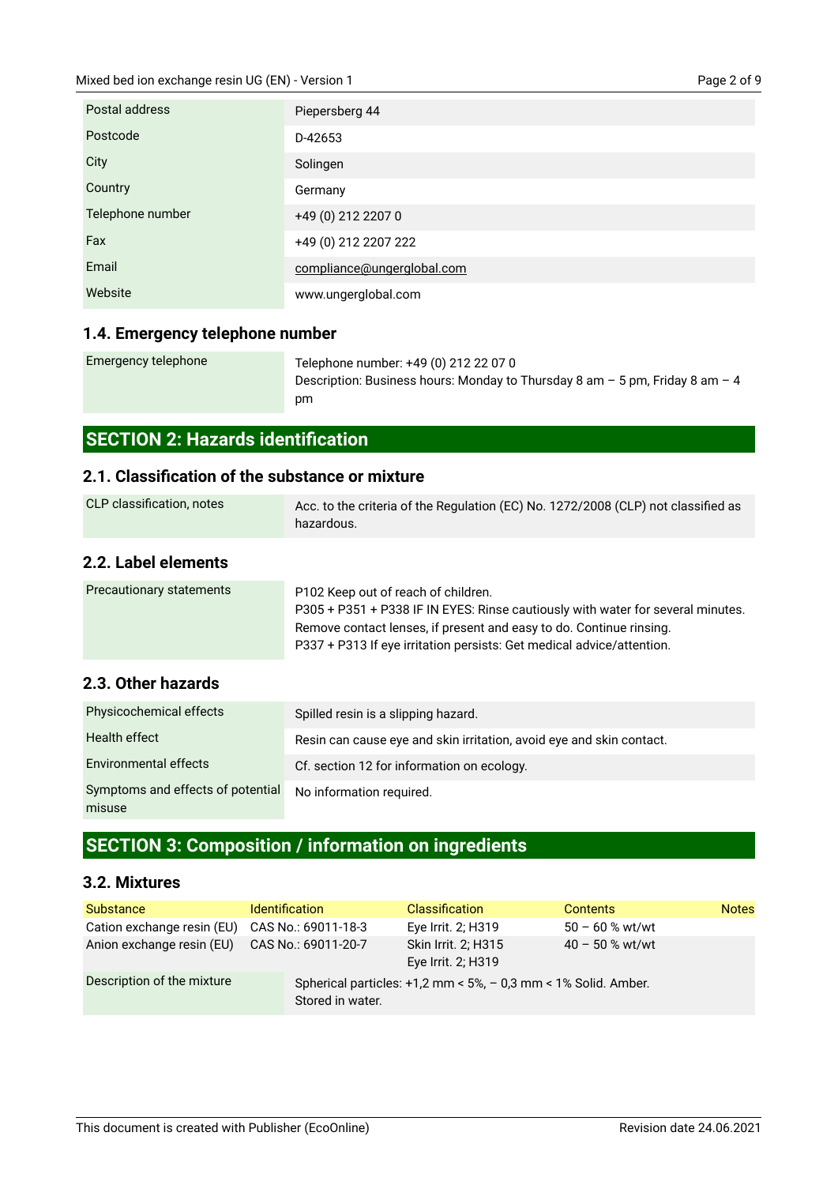| | |
|---|---|
| Postal address | Piepersberg 44 |
| Postcode | D-42653 |
| City | Solingen |
| Country | Germany |
| Telephone number | +49 (0) 212 2207 0 |
| Fax | +49 (0) 212 2207 222 |
| Email | compliance@ungerglobal.com |
| Website | www.ungerglobal.com |

### 1.4. Emergency telephone number

| | |
|---|---|
| Emergency telephone | Telephone number: +49 (0) 212 22 07 0<br>Description: Business hours: Monday to Thursday 8 am – 5 pm, Friday 8 am – 4 pm |

## SECTION 2: Hazards identification

### 2.1. Classification of the substance or mixture

| | |
|---|---|
| CLP classification, notes | Acc. to the criteria of the Regulation (EC) No. 1272/2008 (CLP) not classified as hazardous. |

### 2.2. Label elements

| | |
|---|---|
| Precautionary statements | P102 Keep out of reach of children.<br>P305 + P351 + P338 IF IN EYES: Rinse cautiously with water for several minutes. Remove contact lenses, if present and easy to do. Continue rinsing.<br>P337 + P313 If eye irritation persists: Get medical advice/attention. |

### 2.3. Other hazards

| | |
|---|---|
| Physicochemical effects | Spilled resin is a slipping hazard. |
| Health effect | Resin can cause eye and skin irritation, avoid eye and skin contact. |
| Environmental effects | Cf. section 12 for information on ecology. |
| Symptoms and effects of potential misuse | No information required. |

## SECTION 3: Composition / information on ingredients

### 3.2. Mixtures

| Substance | Identification | Classification | Contents | Notes |
|---|---|---|---|---|
| Cation exchange resin (EU) | CAS No.: 69011-18-3 | Eye Irrit. 2; H319 | 50 – 60 % wt/wt | |
| Anion exchange resin (EU) | CAS No.: 69011-20-7 | Skin Irrit. 2; H315<br>Eye Irrit. 2; H319 | 40 – 50 % wt/wt | |

| | |
|---|---|
| Description of the mixture | Spherical particles: +1,2 mm < 5%, – 0,3 mm < 1% Solid. Amber. Stored in water. |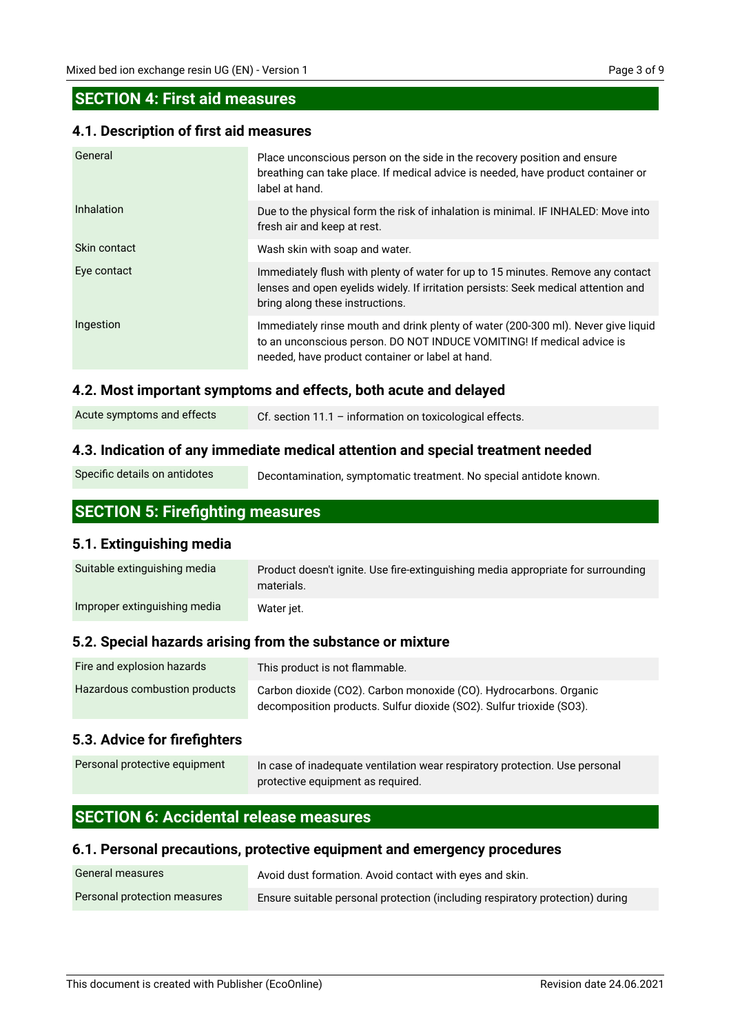## SECTION 4: First aid measures

### 4.1. Description of first aid measures

| | |
|---|---|
| General | Place unconscious person on the side in the recovery position and ensure breathing can take place. If medical advice is needed, have product container or label at hand. |
| Inhalation | Due to the physical form the risk of inhalation is minimal. IF INHALED: Move into fresh air and keep at rest. |
| Skin contact | Wash skin with soap and water. |
| Eye contact | Immediately flush with plenty of water for up to 15 minutes. Remove any contact lenses and open eyelids widely. If irritation persists: Seek medical attention and bring along these instructions. |
| Ingestion | Immediately rinse mouth and drink plenty of water (200-300 ml). Never give liquid to an unconscious person. DO NOT INDUCE VOMITING! If medical advice is needed, have product container or label at hand. |

### 4.2. Most important symptoms and effects, both acute and delayed

| | |
|---|---|
| Acute symptoms and effects | Cf. section 11.1 – information on toxicological effects. |

### 4.3. Indication of any immediate medical attention and special treatment needed

| | |
|---|---|
| Specific details on antidotes | Decontamination, symptomatic treatment. No special antidote known. |

## SECTION 5: Firefighting measures

### 5.1. Extinguishing media

| | |
|---|---|
| Suitable extinguishing media | Product doesn't ignite. Use fire-extinguishing media appropriate for surrounding materials. |
| Improper extinguishing media | Water jet. |

### 5.2. Special hazards arising from the substance or mixture

| | |
|---|---|
| Fire and explosion hazards | This product is not flammable. |
| Hazardous combustion products | Carbon dioxide ($CO_2$). Carbon monoxide (CO). Hydrocarbons. Organic decomposition products. Sulfur dioxide ($SO_2$). Sulfur trioxide ($SO_3$). |

### 5.3. Advice for firefighters

| | |
|---|---|
| Personal protective equipment | In case of inadequate ventilation wear respiratory protection. Use personal protective equipment as required. |

## SECTION 6: Accidental release measures

### 6.1. Personal precautions, protective equipment and emergency procedures

| | |
|---|---|
| General measures | Avoid dust formation. Avoid contact with eyes and skin. |
| Personal protection measures | Ensure suitable personal protection (including respiratory protection) during |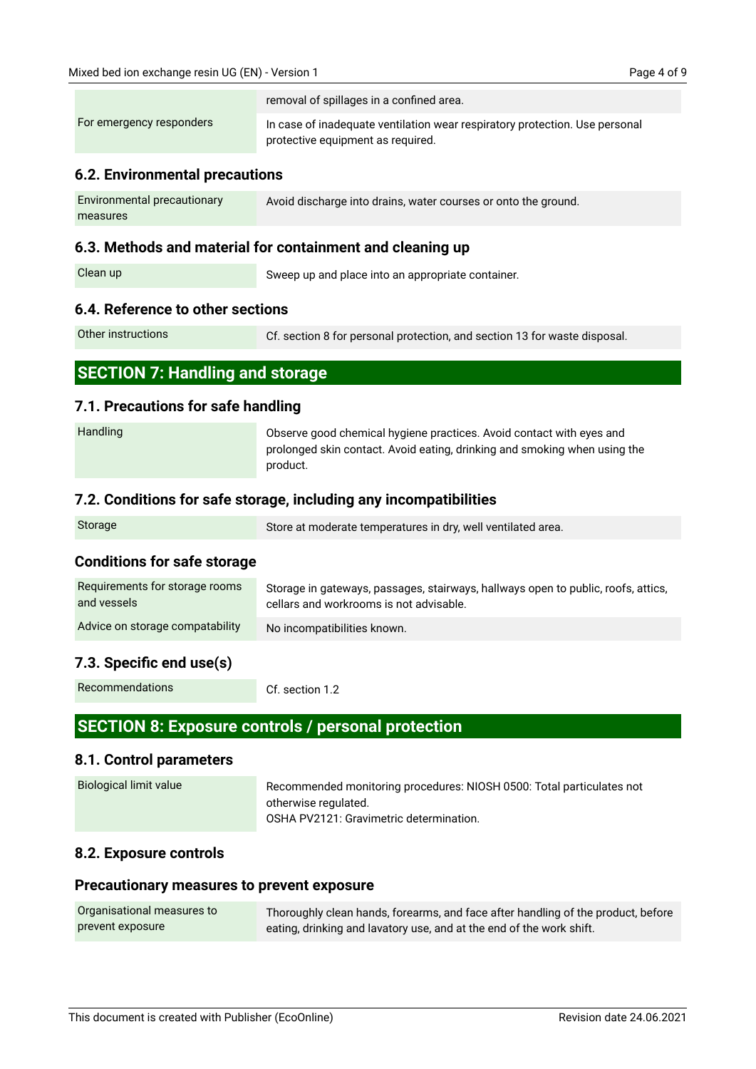| | |
|---|---|
| | removal of spillages in a confined area. |
| For emergency responders | In case of inadequate ventilation wear respiratory protection. Use personal protective equipment as required. |

### 6.2. Environmental precautions

| | |
|---|---|
| Environmental precautionary measures | Avoid discharge into drains, water courses or onto the ground. |

### 6.3. Methods and material for containment and cleaning up

| | |
|---|---|
| Clean up | Sweep up and place into an appropriate container. |

### 6.4. Reference to other sections

| | |
|---|---|
| Other instructions | Cf. section 8 for personal protection, and section 13 for waste disposal. |

## SECTION 7: Handling and storage

### 7.1. Precautions for safe handling

| | |
|---|---|
| Handling | Observe good chemical hygiene practices. Avoid contact with eyes and prolonged skin contact. Avoid eating, drinking and smoking when using the product. |

### 7.2. Conditions for safe storage, including any incompatibilities

| | |
|---|---|
| Storage | Store at moderate temperatures in dry, well ventilated area. |

### Conditions for safe storage

| | |
|---|---|
| Requirements for storage rooms and vessels | Storage in gateways, passages, stairways, hallways open to public, roofs, attics, cellars and workrooms is not advisable. |
| Advice on storage compatability | No incompatibilities known. |

### 7.3. Specific end use(s)

| | |
|---|---|
| Recommendations | Cf. section 1.2 |

## SECTION 8: Exposure controls / personal protection

### 8.1. Control parameters

| | |
|---|---|
| Biological limit value | Recommended monitoring procedures: NIOSH 0500: Total particulates not otherwise regulated.<br>OSHA PV2121: Gravimetric determination. |

### 8.2. Exposure controls

### Precautionary measures to prevent exposure

| | |
|---|---|
| Organisational measures to prevent exposure | Thoroughly clean hands, forearms, and face after handling of the product, before eating, drinking and lavatory use, and at the end of the work shift. |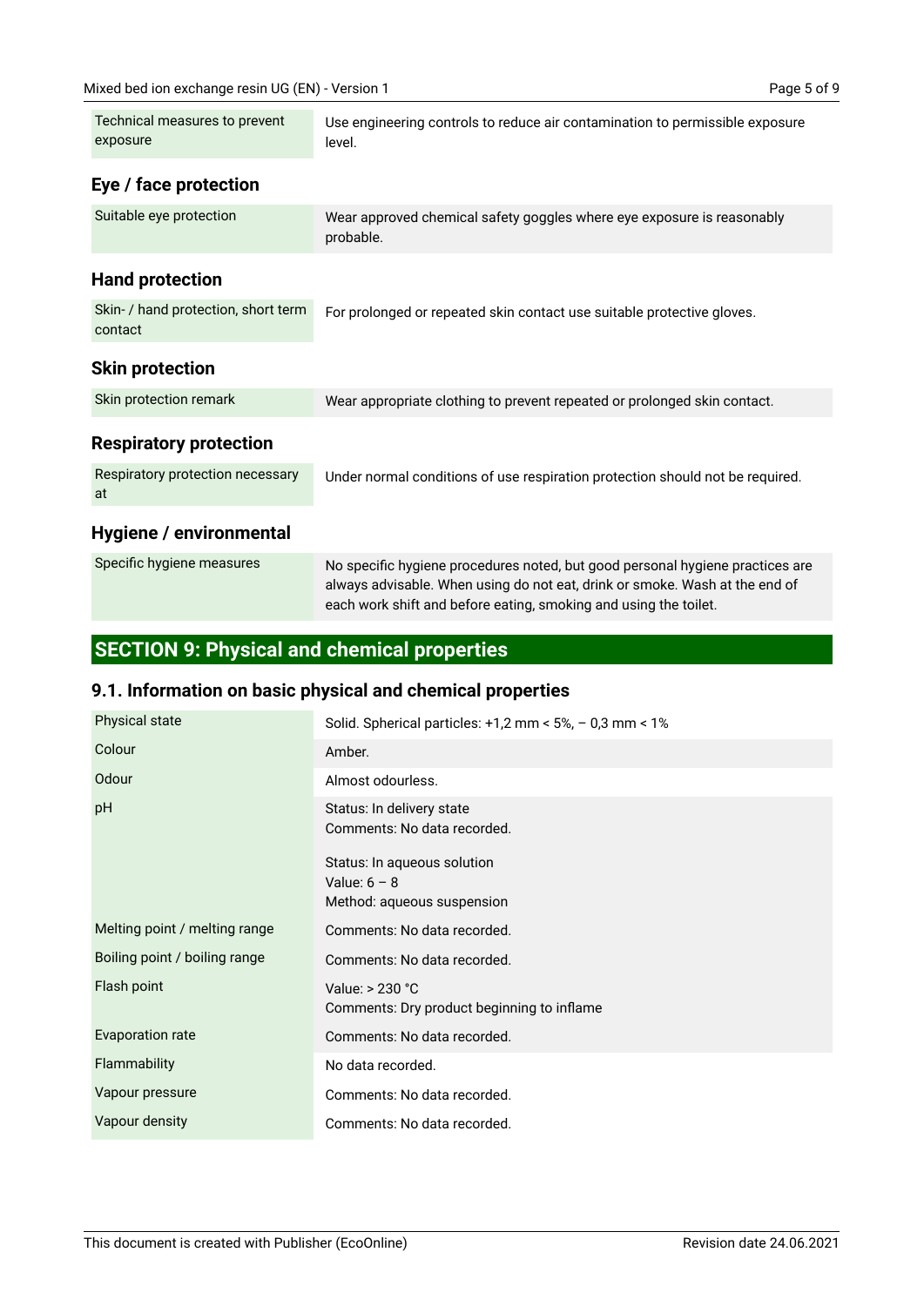| | |
|---|---|
| Technical measures to prevent exposure | Use engineering controls to reduce air contamination to permissible exposure level. |

### Eye / face protection

| | |
|---|---|
| Suitable eye protection | Wear approved chemical safety goggles where eye exposure is reasonably probable. |

### Hand protection

| | |
|---|---|
| Skin- / hand protection, short term contact | For prolonged or repeated skin contact use suitable protective gloves. |

### Skin protection

| | |
|---|---|
| Skin protection remark | Wear appropriate clothing to prevent repeated or prolonged skin contact. |

### Respiratory protection

| | |
|---|---|
| Respiratory protection necessary at | Under normal conditions of use respiration protection should not be required. |

### Hygiene / environmental

| | |
|---|---|
| Specific hygiene measures | No specific hygiene procedures noted, but good personal hygiene practices are always advisable. When using do not eat, drink or smoke. Wash at the end of each work shift and before eating, smoking and using the toilet. |

## SECTION 9: Physical and chemical properties

### 9.1. Information on basic physical and chemical properties

| | |
|---|---|
| Physical state | Solid. Spherical particles: +1,2 mm < 5%, – 0,3 mm < 1% |
| Colour | Amber. |
| Odour | Almost odourless. |
| pH | Status: In delivery state<br>Comments: No data recorded.<br><br>Status: In aqueous solution<br>Value: 6 – 8<br>Method: aqueous suspension |
| Melting point / melting range | Comments: No data recorded. |
| Boiling point / boiling range | Comments: No data recorded. |
| Flash point | Value: > 230 °C<br>Comments: Dry product beginning to inflame |
| Evaporation rate | Comments: No data recorded. |
| Flammability | No data recorded. |
| Vapour pressure | Comments: No data recorded. |
| Vapour density | Comments: No data recorded. |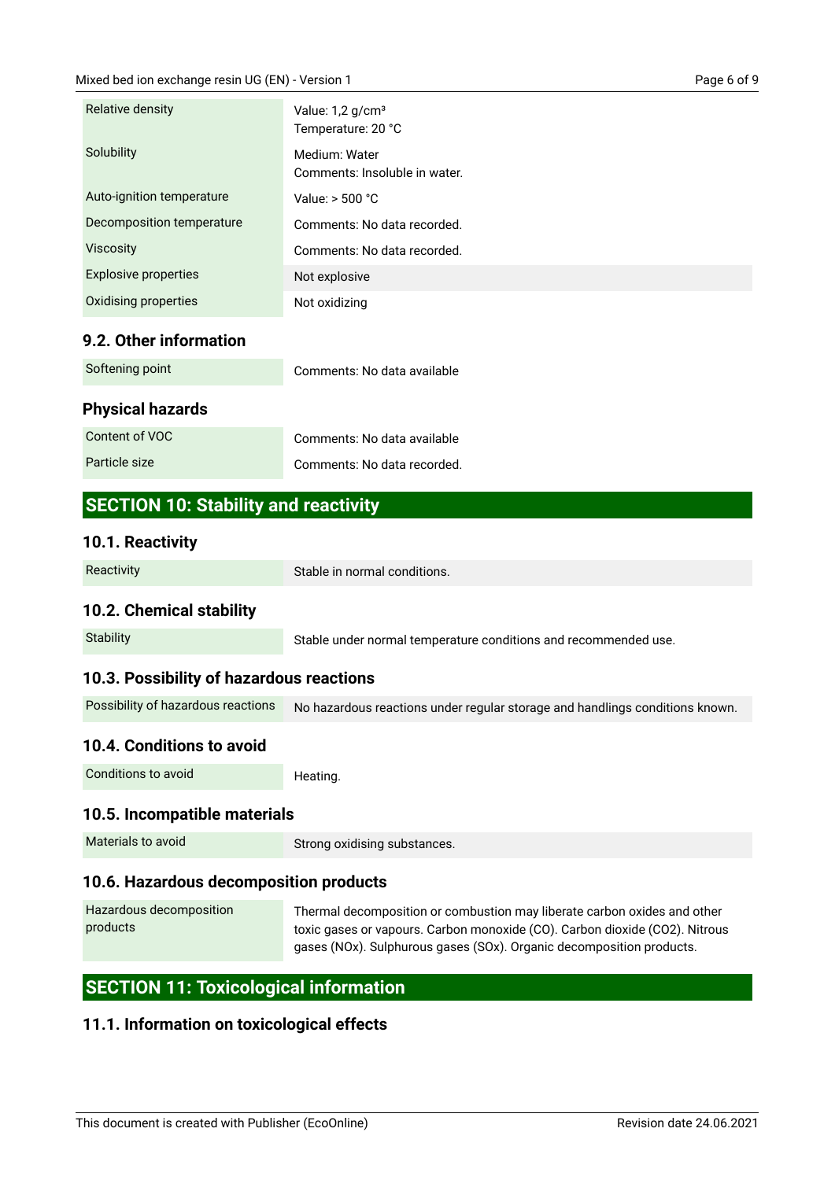| | |
|---|---|
| Relative density | Value: 1,2 g/cm³<br>Temperature: 20 °C |
| Solubility | Medium: Water<br>Comments: Insoluble in water. |
| Auto-ignition temperature | Value: > 500 °C |
| Decomposition temperature | Comments: No data recorded. |
| Viscosity | Comments: No data recorded. |
| Explosive properties | Not explosive |
| Oxidising properties | Not oxidizing |

### 9.2. Other information

| | |
|---|---|
| Softening point | Comments: No data available |

### Physical hazards

| | |
|---|---|
| Content of VOC | Comments: No data available |
| Particle size | Comments: No data recorded. |

## SECTION 10: Stability and reactivity

### 10.1. Reactivity

| | |
|---|---|
| Reactivity | Stable in normal conditions. |

### 10.2. Chemical stability

| | |
|---|---|
| Stability | Stable under normal temperature conditions and recommended use. |

### 10.3. Possibility of hazardous reactions

| | |
|---|---|
| Possibility of hazardous reactions | No hazardous reactions under regular storage and handlings conditions known. |

### 10.4. Conditions to avoid

| | |
|---|---|
| Conditions to avoid | Heating. |

### 10.5. Incompatible materials

| | |
|---|---|
| Materials to avoid | Strong oxidising substances. |

### 10.6. Hazardous decomposition products

| | |
|---|---|
| Hazardous decomposition products | Thermal decomposition or combustion may liberate carbon oxides and other toxic gases or vapours. Carbon monoxide (CO). Carbon dioxide ($CO_2$). Nitrous gases (NOx). Sulphurous gases (SOx). Organic decomposition products. |

## SECTION 11: Toxicological information

### 11.1. Information on toxicological effects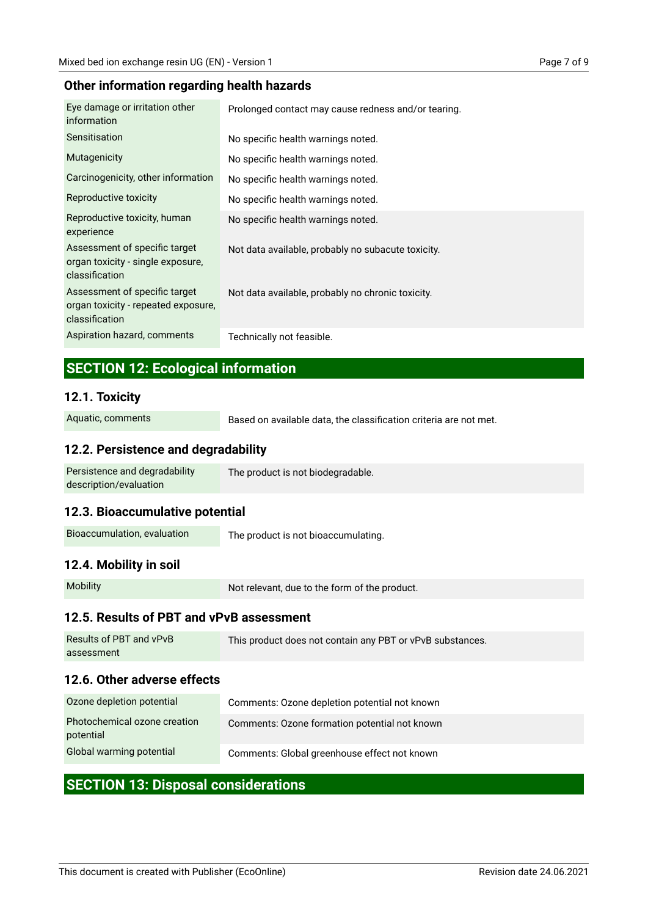### Other information regarding health hazards

| | |
|---|---|
| Eye damage or irritation other information | Prolonged contact may cause redness and/or tearing. |
| Sensitisation | No specific health warnings noted. |
| Mutagenicity | No specific health warnings noted. |
| Carcinogenicity, other information | No specific health warnings noted. |
| Reproductive toxicity | No specific health warnings noted. |
| Reproductive toxicity, human experience | No specific health warnings noted. |
| Assessment of specific target organ toxicity - single exposure, classification | Not data available, probably no subacute toxicity. |
| Assessment of specific target organ toxicity - repeated exposure, classification | Not data available, probably no chronic toxicity. |
| Aspiration hazard, comments | Technically not feasible. |

## SECTION 12: Ecological information

### 12.1. Toxicity

| | |
|---|---|
| Aquatic, comments | Based on available data, the classification criteria are not met. |

### 12.2. Persistence and degradability

| | |
|---|---|
| Persistence and degradability description/evaluation | The product is not biodegradable. |

### 12.3. Bioaccumulative potential

| | |
|---|---|
| Bioaccumulation, evaluation | The product is not bioaccumulating. |

### 12.4. Mobility in soil

| | |
|---|---|
| Mobility | Not relevant, due to the form of the product. |

### 12.5. Results of PBT and vPvB assessment

| | |
|---|---|
| Results of PBT and vPvB assessment | This product does not contain any PBT or vPvB substances. |

### 12.6. Other adverse effects

| | |
|---|---|
| Ozone depletion potential | Comments: Ozone depletion potential not known |
| Photochemical ozone creation potential | Comments: Ozone formation potential not known |
| Global warming potential | Comments: Global greenhouse effect not known |

## SECTION 13: Disposal considerations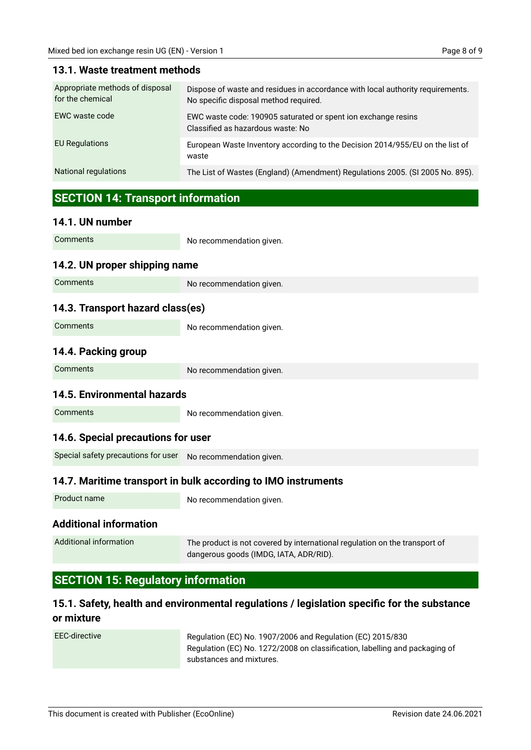### 13.1. Waste treatment methods

| | |
|---|---|
| Appropriate methods of disposal for the chemical | Dispose of waste and residues in accordance with local authority requirements. No specific disposal method required. |
| EWC waste code | EWC waste code: 190905 saturated or spent ion exchange resins<br>Classified as hazardous waste: No |
| EU Regulations | European Waste Inventory according to the Decision 2014/955/EU on the list of waste |
| National regulations | The List of Wastes (England) (Amendment) Regulations 2005. (SI 2005 No. 895). |

## SECTION 14: Transport information

### 14.1. UN number

| | |
|---|---|
| Comments | No recommendation given. |

### 14.2. UN proper shipping name

| | |
|---|---|
| Comments | No recommendation given. |

### 14.3. Transport hazard class(es)

| | |
|---|---|
| Comments | No recommendation given. |

### 14.4. Packing group

| | |
|---|---|
| Comments | No recommendation given. |

### 14.5. Environmental hazards

| | |
|---|---|
| Comments | No recommendation given. |

### 14.6. Special precautions for user

| | |
|---|---|
| Special safety precautions for user | No recommendation given. |

### 14.7. Maritime transport in bulk according to IMO instruments

| | |
|---|---|
| Product name | No recommendation given. |

### Additional information

| | |
|---|---|
| Additional information | The product is not covered by international regulation on the transport of dangerous goods (IMDG, IATA, ADR/RID). |

## SECTION 15: Regulatory information

### 15.1. Safety, health and environmental regulations / legislation specific for the substance or mixture

| | |
|---|---|
| EEC-directive | Regulation (EC) No. 1907/2006 and Regulation (EC) 2015/830<br>Regulation (EC) No. 1272/2008 on classification, labelling and packaging of substances and mixtures. |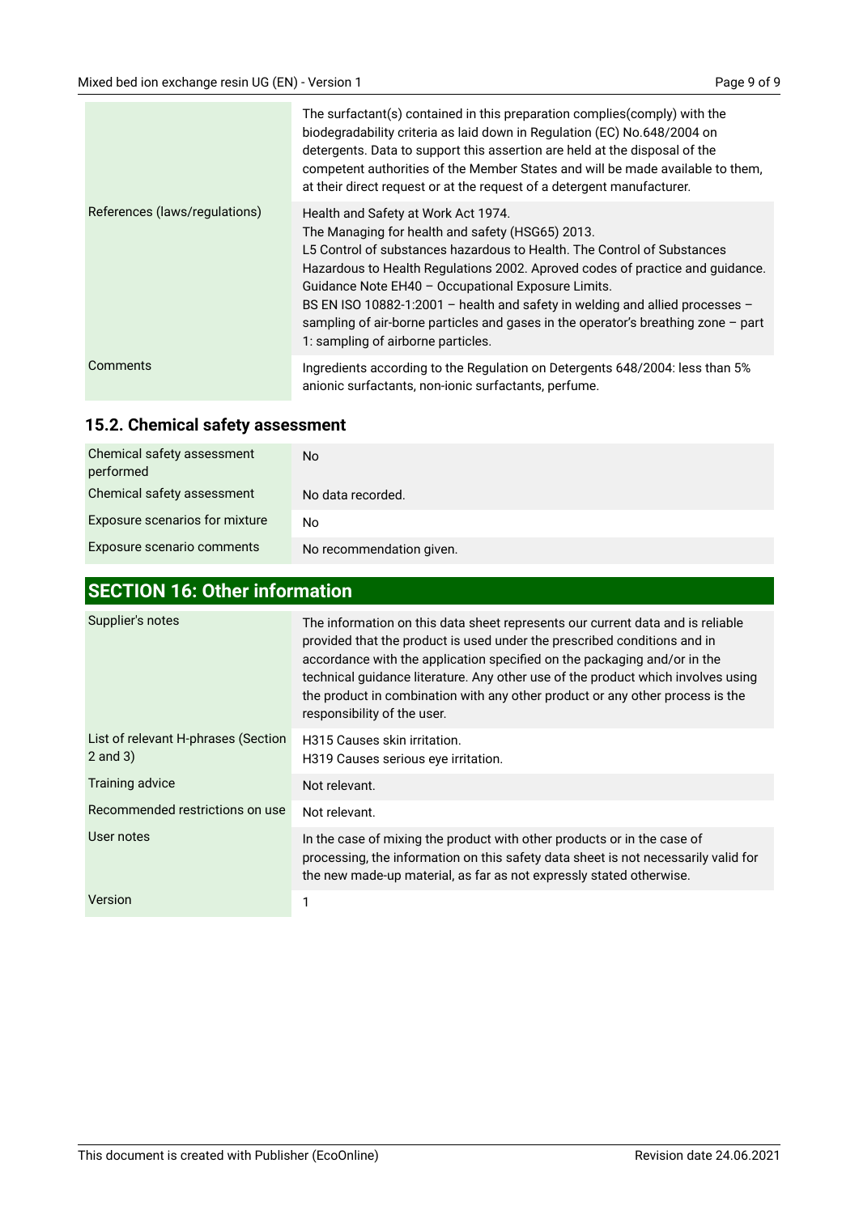| | |
|---|---|
| | The surfactant(s) contained in this preparation complies(comply) with the biodegradability criteria as laid down in Regulation (EC) No.648/2004 on detergents. Data to support this assertion are held at the disposal of the competent authorities of the Member States and will be made available to them, at their direct request or at the request of a detergent manufacturer. |
| References (laws/regulations) | Health and Safety at Work Act 1974.<br>The Managing for health and safety (HSG65) 2013.<br>L5 Control of substances hazardous to Health. The Control of Substances Hazardous to Health Regulations 2002. Aproved codes of practice and guidance.<br>Guidance Note EH40 – Occupational Exposure Limits.<br>BS EN ISO 10882-1:2001 – health and safety in welding and allied processes – sampling of air-borne particles and gases in the operator's breathing zone – part 1: sampling of airborne particles. |
| Comments | Ingredients according to the Regulation on Detergents 648/2004: less than 5% anionic surfactants, non-ionic surfactants, perfume. |

### 15.2. Chemical safety assessment

| | |
|---|---|
| Chemical safety assessment performed | No |
| Chemical safety assessment | No data recorded. |
| Exposure scenarios for mixture | No |
| Exposure scenario comments | No recommendation given. |

## SECTION 16: Other information

| | |
|---|---|
| Supplier's notes | The information on this data sheet represents our current data and is reliable provided that the product is used under the prescribed conditions and in accordance with the application specified on the packaging and/or in the technical guidance literature. Any other use of the product which involves using the product in combination with any other product or any other process is the responsibility of the user. |
| List of relevant H-phrases (Section 2 and 3) | H315 Causes skin irritation.<br>H319 Causes serious eye irritation. |
| Training advice | Not relevant. |
| Recommended restrictions on use | Not relevant. |
| User notes | In the case of mixing the product with other products or in the case of processing, the information on this safety data sheet is not necessarily valid for the new made-up material, as far as not expressly stated otherwise. |
| Version | 1 |

This document is created with Publisher (EcoOnline)

Revision date 24.06.2021